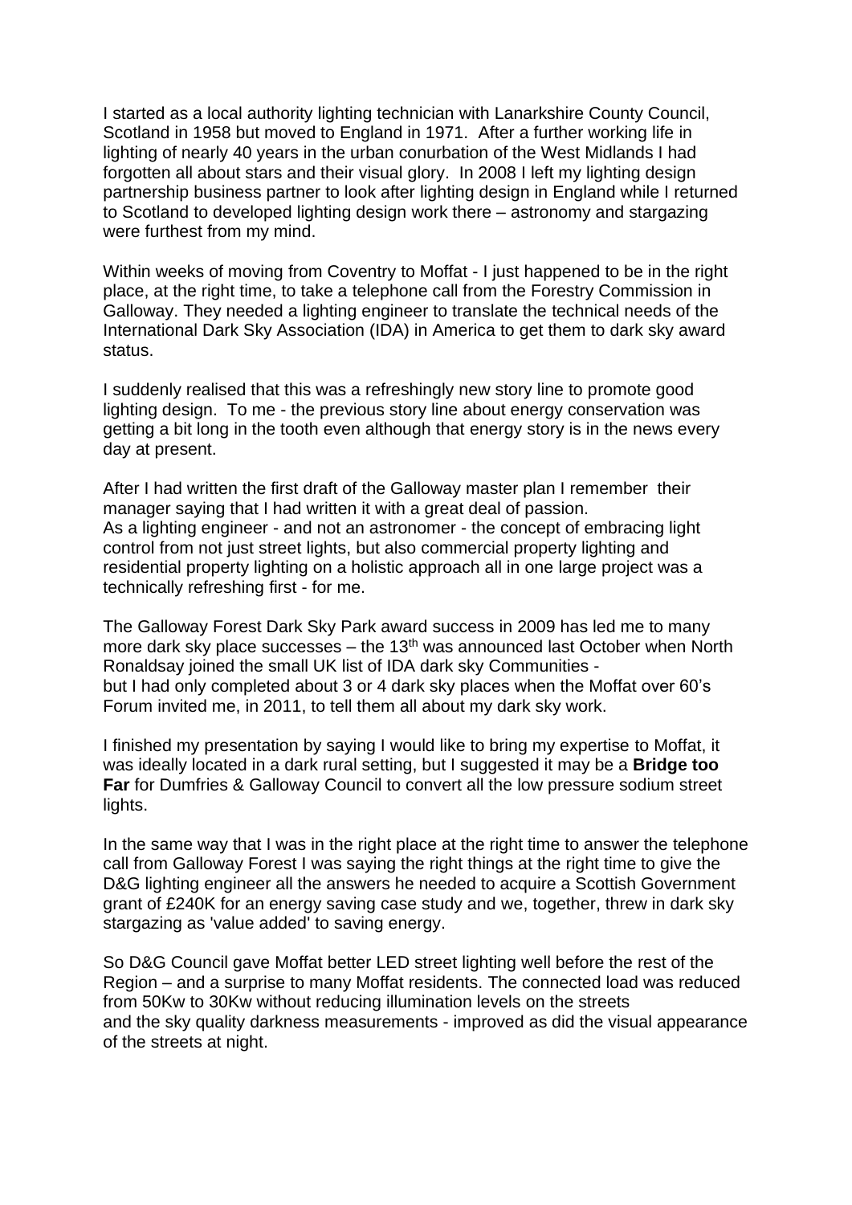I started as a local authority lighting technician with Lanarkshire County Council, Scotland in 1958 but moved to England in 1971. After a further working life in lighting of nearly 40 years in the urban conurbation of the West Midlands I had forgotten all about stars and their visual glory. In 2008 I left my lighting design partnership business partner to look after lighting design in England while I returned to Scotland to developed lighting design work there – astronomy and stargazing were furthest from my mind.

Within weeks of moving from Coventry to Moffat - I just happened to be in the right place, at the right time, to take a telephone call from the Forestry Commission in Galloway. They needed a lighting engineer to translate the technical needs of the International Dark Sky Association (IDA) in America to get them to dark sky award status.

I suddenly realised that this was a refreshingly new story line to promote good lighting design. To me - the previous story line about energy conservation was getting a bit long in the tooth even although that energy story is in the news every day at present.

After I had written the first draft of the Galloway master plan I remember their manager saying that I had written it with a great deal of passion.
As a lighting engineer - and not an astronomer - the concept of embracing light control from not just street lights, but also commercial property lighting and residential property lighting on a holistic approach all in one large project was a technically refreshing first - for me.

The Galloway Forest Dark Sky Park award success in 2009 has led me to many more dark sky place successes – the 13th was announced last October when North Ronaldsay joined the small UK list of IDA dark sky Communities -
but I had only completed about 3 or 4 dark sky places when the Moffat over 60's Forum invited me, in 2011, to tell them all about my dark sky work.

I finished my presentation by saying I would like to bring my expertise to Moffat, it was ideally located in a dark rural setting, but I suggested it may be a **Bridge too Far** for Dumfries & Galloway Council to convert all the low pressure sodium street lights.

In the same way that I was in the right place at the right time to answer the telephone call from Galloway Forest I was saying the right things at the right time to give the D&G lighting engineer all the answers he needed to acquire a Scottish Government grant of £240K for an energy saving case study and we, together, threw in dark sky stargazing as 'value added' to saving energy.

So D&G Council gave Moffat better LED street lighting well before the rest of the Region – and a surprise to many Moffat residents. The connected load was reduced from 50Kw to 30Kw without reducing illumination levels on the streets
and the sky quality darkness measurements - improved as did the visual appearance of the streets at night.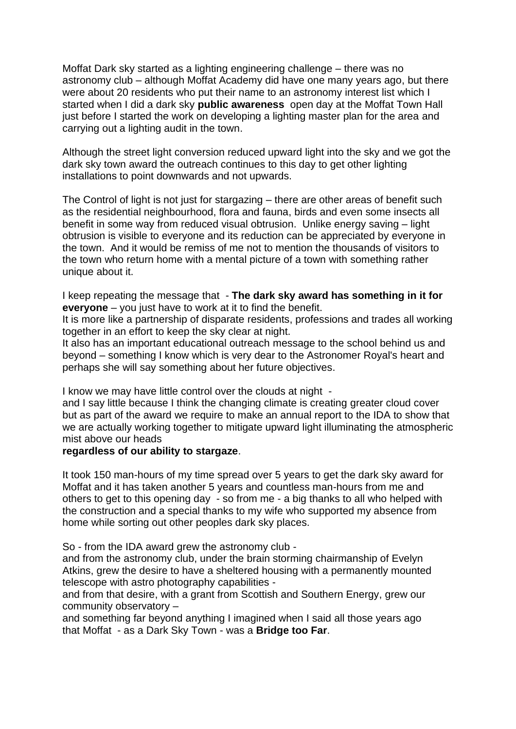Moffat Dark sky started as a lighting engineering challenge – there was no astronomy club – although Moffat Academy did have one many years ago, but there were about 20 residents who put their name to an astronomy interest list which I started when I did a dark sky **public awareness** open day at the Moffat Town Hall just before I started the work on developing a lighting master plan for the area and carrying out a lighting audit in the town.

Although the street light conversion reduced upward light into the sky and we got the dark sky town award the outreach continues to this day to get other lighting installations to point downwards and not upwards.

The Control of light is not just for stargazing – there are other areas of benefit such as the residential neighbourhood, flora and fauna, birds and even some insects all benefit in some way from reduced visual obtrusion. Unlike energy saving – light obtrusion is visible to everyone and its reduction can be appreciated by everyone in the town. And it would be remiss of me not to mention the thousands of visitors to the town who return home with a mental picture of a town with something rather unique about it.

I keep repeating the message that - **The dark sky award has something in it for everyone** – you just have to work at it to find the benefit.
It is more like a partnership of disparate residents, professions and trades all working together in an effort to keep the sky clear at night.
It also has an important educational outreach message to the school behind us and beyond – something I know which is very dear to the Astronomer Royal's heart and perhaps she will say something about her future objectives.

I know we may have little control over the clouds at night -
and I say little because I think the changing climate is creating greater cloud cover but as part of the award we require to make an annual report to the IDA to show that we are actually working together to mitigate upward light illuminating the atmospheric mist above our heads
**regardless of our ability to stargaze**.

It took 150 man-hours of my time spread over 5 years to get the dark sky award for Moffat and it has taken another 5 years and countless man-hours from me and others to get to this opening day - so from me - a big thanks to all who helped with the construction and a special thanks to my wife who supported my absence from home while sorting out other peoples dark sky places.

So - from the IDA award grew the astronomy club -
and from the astronomy club, under the brain storming chairmanship of Evelyn Atkins, grew the desire to have a sheltered housing with a permanently mounted telescope with astro photography capabilities -
and from that desire, with a grant from Scottish and Southern Energy, grew our community observatory –
and something far beyond anything I imagined when I said all those years ago that Moffat - as a Dark Sky Town - was a **Bridge too Far**.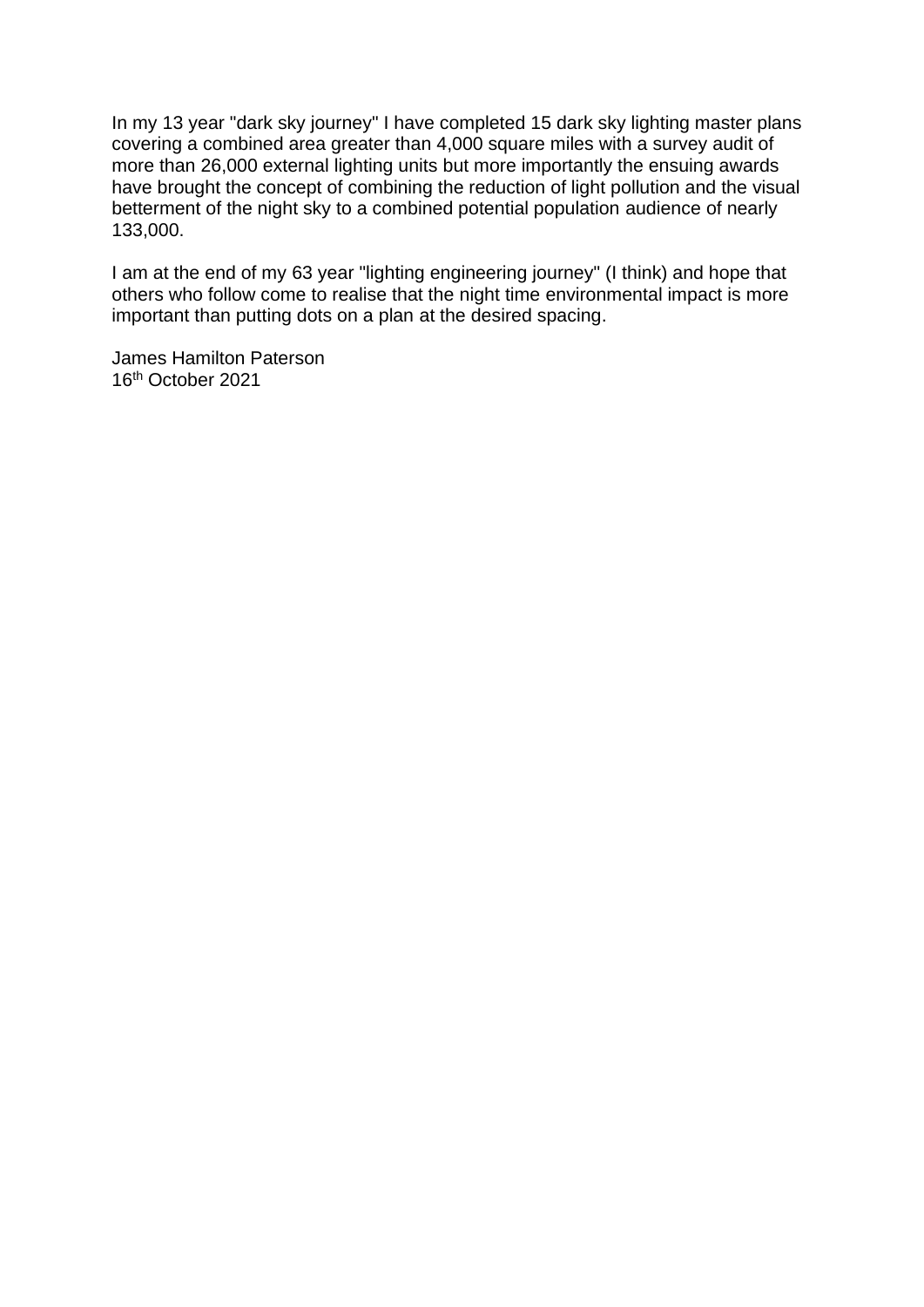In my 13 year "dark sky journey" I have completed 15 dark sky lighting master plans covering a combined area greater than 4,000 square miles with a survey audit of more than 26,000 external lighting units but more importantly the ensuing awards have brought the concept of combining the reduction of light pollution and the visual betterment of the night sky to a combined potential population audience of nearly 133,000.

I am at the end of my 63 year "lighting engineering journey" (I think) and hope that others who follow come to realise that the night time environmental impact is more important than putting dots on a plan at the desired spacing.

James Hamilton Paterson
16th October 2021